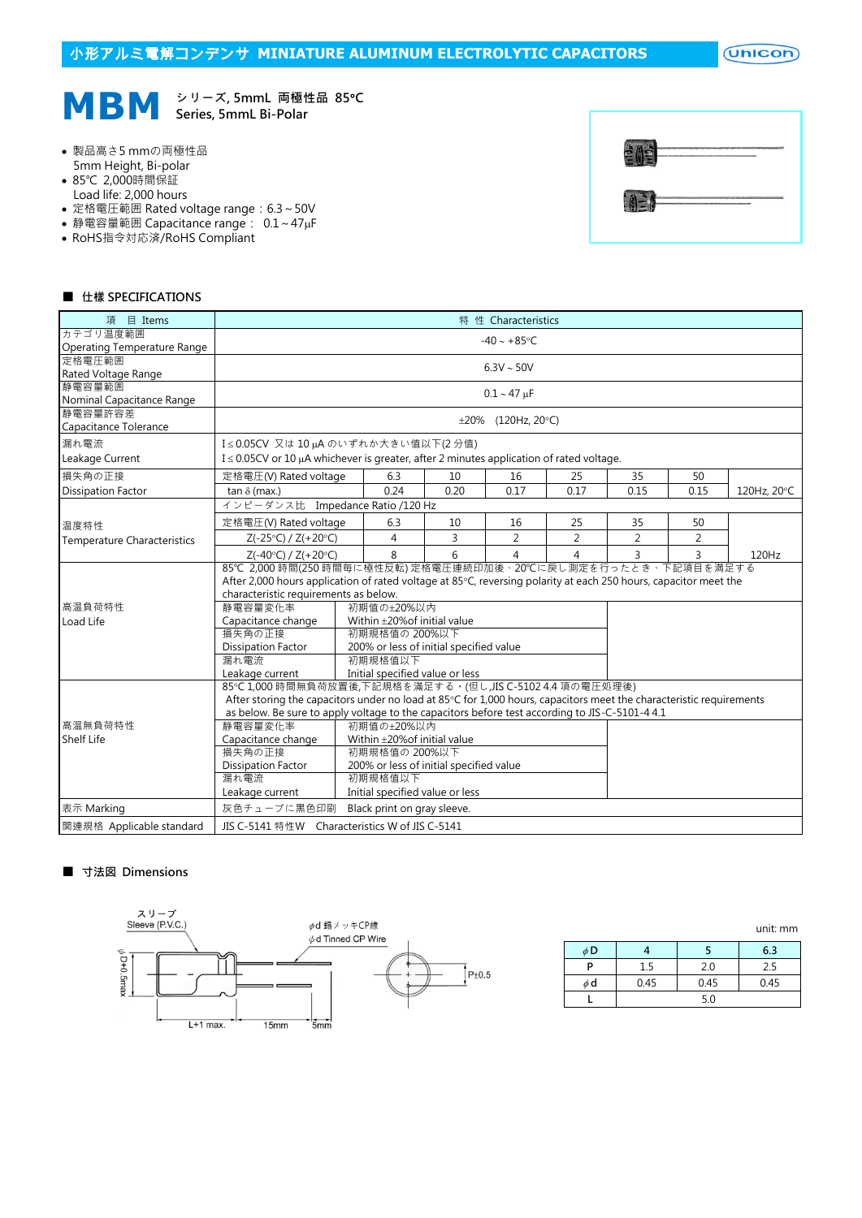# 小形アルミ電解コンデンサ MINIATURE ALUMINUM ELECTROLYTIC CAPACITORS

# MBM

シリーズ, 5mmL 両極性品 85°C
Series, 5mmL Bi-Polar

- 製品高さ5 mmの両極性品
  5mm Height, Bi-polar
- 85℃ 2,000時間保証
  Load life: 2,000 hours
- 定格電圧範囲 Rated voltage range：6.3 ~ 50V
- 静電容量範囲 Capacitance range： 0.1 ~ 47μF
- RoHS指令対応済/RoHS Compliant

## ■ 仕様 SPECIFICATIONS

| 項 目 Items | 特 性 Characteristics | | | | | | | |
|---|---|---|---|---|---|---|---|---|
| カテゴリ温度範囲 Operating Temperature Range | -40 ~ +85°C | | | | | | | |
| 定格電圧範囲 Rated Voltage Range | 6.3V ~ 50V | | | | | | | |
| 静電容量範囲 Nominal Capacitance Range | 0.1 ~ 47 μF | | | | | | | |
| 静電容量許容差 Capacitance Tolerance | ±20% (120Hz, 20°C) | | | | | | | |
| 漏れ電流 Leakage Current | I≤0.05CV 又は 10 μA のいずれか大きい値以下(2 分値) I≤0.05CV or 10 μA whichever is greater, after 2 minutes application of rated voltage. | | | | | | | |
| 損失角の正接 Dissipation Factor | 定格電圧(V) Rated voltage | 6.3 | 10 | 16 | 25 | 35 | 50 | 120Hz, 20°C |
| | tan δ (max.) | 0.24 | 0.20 | 0.17 | 0.17 | 0.15 | 0.15 | |
| 温度特性 Temperature Characteristics | インピーダンス比 Impedance Ratio /120 Hz | | | | | | | |
| | 定格電圧(V) Rated voltage | 6.3 | 10 | 16 | 25 | 35 | 50 | 120Hz |
| | Z(-25°C) / Z(+20°C) | 4 | 3 | 2 | 2 | 2 | 2 | |
| | Z(-40°C) / Z(+20°C) | 8 | 6 | 4 | 4 | 3 | 3 | |
| 高温負荷特性 Load Life | 85℃ 2,000 時間(250 時間毎に極性反転)定格電圧連続印加後、20℃に戻し測定を行ったとき、下記項目を満足する After 2,000 hours application of rated voltage at 85°C, reversing polarity at each 250 hours, capacitor meet the characteristic requirements as below. | | | | | | | |
| | 静電容量変化率 Capacitance change | 初期値の±20%以内 Within ±20%of initial value | | | | | | |
| | 損失角の正接 Dissipation Factor | 初期規格値の 200%以下 200% or less of initial specified value | | | | | | |
| | 漏れ電流 Leakage current | 初期規格値以下 Initial specified value or less | | | | | | |
| 高温無負荷特性 Shelf Life | 85°C 1,000 時間無負荷放置後,下記規格を満足する・(但し,JIS C-5102 4.4 項の電圧処理後) After storing the capacitors under no load at 85°C for 1,000 hours, capacitors meet the characteristic requirements as below. Be sure to apply voltage to the capacitors before test according to JIS-C-5101-4 4.1 | | | | | | | |
| | 静電容量変化率 Capacitance change | 初期値の±20%以内 Within ±20%of initial value | | | | | | |
| | 損失角の正接 Dissipation Factor | 初期規格値の 200%以下 200% or less of initial specified value | | | | | | |
| | 漏れ電流 Leakage current | 初期規格値以下 Initial specified value or less | | | | | | |
| 表示 Marking | 灰色チューブに黒色印刷 Black print on gray sleeve. | | | | | | | |
| 関連規格 Applicable standard | JIS C-5141 特性W Characteristics W of JIS C-5141 | | | | | | | |

## ■ 寸法図 Dimensions

スリーブ Sleeve (P.V.C.)
φd 錫メッキCP線 φd Tinned CP Wire
φD+0.5max
L+1 max.
15mm
5mm
P±0.5

unit: mm

| φD | 4 | 5 | 6.3 |
|---|---|---|---|
| P | 1.5 | 2.0 | 2.5 |
| φd | 0.45 | 0.45 | 0.45 |
| L | 5.0 | | |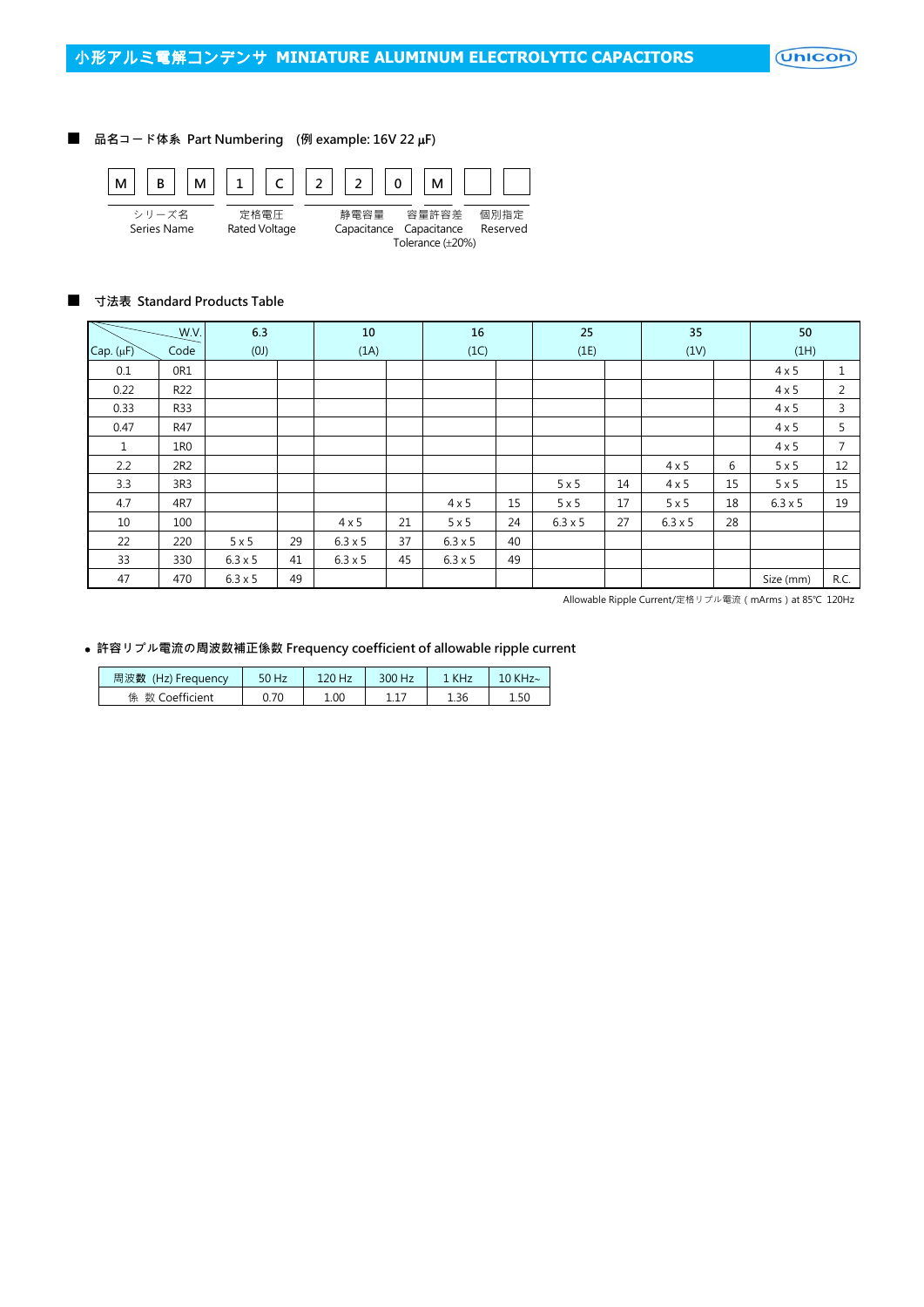## 小形アルミ電解コンデンサ MINIATURE ALUMINUM ELECTROLYTIC CAPACITORS

### ■ 品名コード体系 Part Numbering (例 example: 16V 22 μF)

| M | B | M | 1 | C | 2 | 2 | 0 | M | | |
|---|---|---|---|---|---|---|---|---|---|---|

- M B M: シリーズ名 Series Name
- 1 C: 定格電圧 Rated Voltage
- 2 2 0: 静電容量 Capacitance
- M: 容量許容差 Capacitance Tolerance (±20%)
- (blank): 個別指定 Reserved

### ■ 寸法表 Standard Products Table

| W.V. / Cap. (μF) | Code | 6.3 (0J) | | 10 (1A) | | 16 (1C) | | 25 (1E) | | 35 (1V) | | 50 (1H) | |
|---|---|---|---|---|---|---|---|---|---|---|---|---|---|
| 0.1 | 0R1 | | | | | | | | | | | 4 x 5 | 1 |
| 0.22 | R22 | | | | | | | | | | | 4 x 5 | 2 |
| 0.33 | R33 | | | | | | | | | | | 4 x 5 | 3 |
| 0.47 | R47 | | | | | | | | | | | 4 x 5 | 5 |
| 1 | 1R0 | | | | | | | | | | | 4 x 5 | 7 |
| 2.2 | 2R2 | | | | | | | | | 4 x 5 | 6 | 5 x 5 | 12 |
| 3.3 | 3R3 | | | | | | | 5 x 5 | 14 | 4 x 5 | 15 | 5 x 5 | 15 |
| 4.7 | 4R7 | | | | | 4 x 5 | 15 | 5 x 5 | 17 | 5 x 5 | 18 | 6.3 x 5 | 19 |
| 10 | 100 | | | 4 x 5 | 21 | 5 x 5 | 24 | 6.3 x 5 | 27 | 6.3 x 5 | 28 | | |
| 22 | 220 | 5 x 5 | 29 | 6.3 x 5 | 37 | 6.3 x 5 | 40 | | | | | | |
| 33 | 330 | 6.3 x 5 | 41 | 6.3 x 5 | 45 | 6.3 x 5 | 49 | | | | | | |
| 47 | 470 | 6.3 x 5 | 49 | | | | | | | | | Size (mm) | R.C. |

Allowable Ripple Current/定格リプル電流 ( mArms ) at 85℃ 120Hz

- 許容リプル電流の周波数補正係数 Frequency coefficient of allowable ripple current

| 周波数 (Hz) Frequency | 50 Hz | 120 Hz | 300 Hz | 1 KHz | 10 KHz~ |
|---|---|---|---|---|---|
| 係 数 Coefficient | 0.70 | 1.00 | 1.17 | 1.36 | 1.50 |